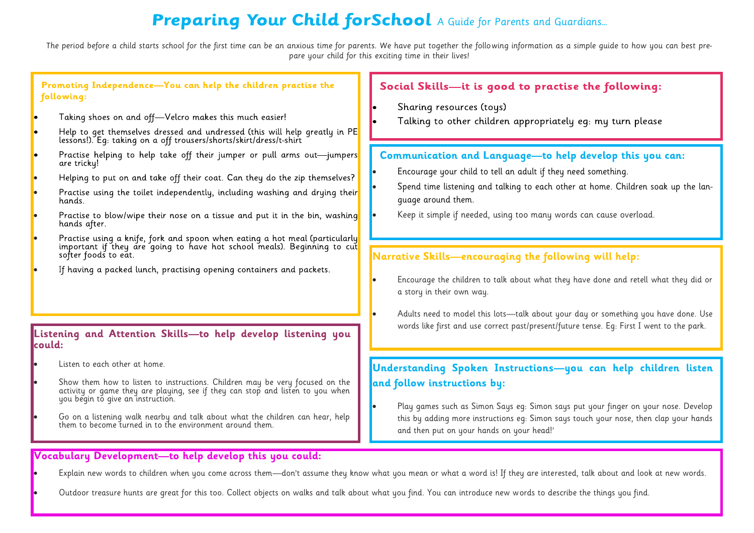# Preparing Your Child forSchool

A Guide for Parents and Guardians...

*The period before a child starts school for the first time can be an anxious time for parents. We have put together the following information as a simple guide to how you can best prepare your child for this exciting time in their lives!*

## Promoting Independence—You can help the children practise the following:

- Taking shoes on and off—Velcro makes this much easier!
- Help to get themselves dressed and undressed (this will help greatly in PE lessons!). Eg: taking on a off trousers/shorts/skirt/dress/t-shirt
- Practise helping to help take off their jumper or pull arms out—jumpers are tricky!
- Helping to put on and take off their coat. Can they do the zip themselves?
- Practise using the toilet independently, including washing and drying their hands.
- Practise to blow/wipe their nose on a tissue and put it in the bin, washing hands after.
- Practise using a knife, fork and spoon when eating a hot meal (particularly important if they are going to have hot school meals). Beginning to cut softer foods to eat.
- If having a packed lunch, practising opening containers and packets.

## Listening and Attention Skills—to help develop listening you could:

- Listen to each other at home.
- Show them how to listen to instructions. Children may be very focused on the activity or game they are playing, see if they can stop and listen to you when you begin to give an instruction.
- Go on a listening walk nearby and talk about what the children can hear, help them to become turned in to the environment around them.

## Social Skills—it is good to practise the following:

- Sharing resources (toys)
- Talking to other children appropriately eg: my turn please

## Communication and Language—to help develop this you can:

- Encourage your child to tell an adult if they need something.
- Spend time listening and talking to each other at home. Children soak up the language around them.
- Keep it simple if needed, using too many words can cause overload.

## Narrative Skills—encouraging the following will help:

- Encourage the children to talk about what they have done and retell what they did or a story in their own way.
- Adults need to model this lots—talk about your day or something you have done. Use words like first and use correct past/present/future tense. Eg: First I went to the park.

## Understanding Spoken Instructions—you can help children listen and follow instructions by:

- Play games such as Simon Says eg: Simon says put your finger on your nose. Develop this by adding more instructions eg: Simon says touch your nose, then clap your hands and then put on your hands on your head!'

## Vocabulary Development—to help develop this you could:

- Explain new words to children when you come across them—don't assume they know what you mean or what a word is! If they are interested, talk about and look at new words.
- Outdoor treasure hunts are great for this too. Collect objects on walks and talk about what you find. You can introduce new words to describe the things you find.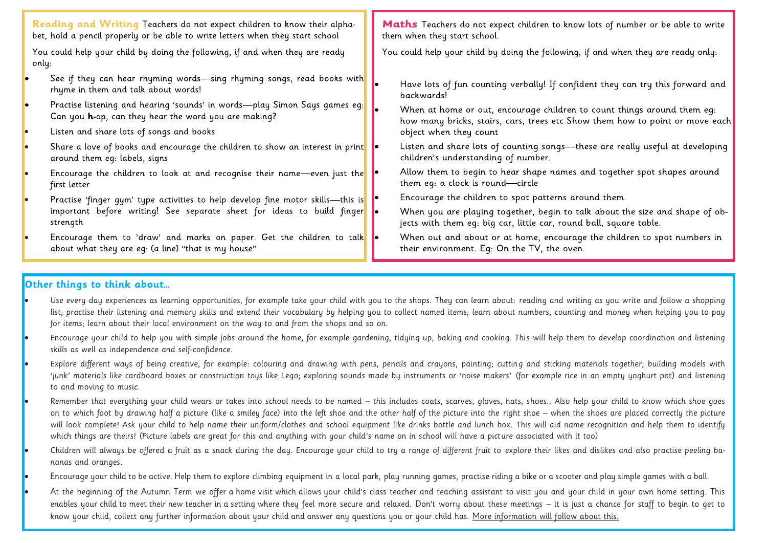**Reading and Writing** Teachers do not expect children to know their alphabet, hold a pencil properly or be able to write letters when they start school

You could help your child by doing the following, if and when they are ready only:

- See if they can hear rhyming words—sing rhyming songs, read books with rhyme in them and talk about words!
- Practise listening and hearing 'sounds' in words—play Simon Says games eg: Can you **h**-op, can they hear the word you are making?
- Listen and share lots of songs and books
- Share a love of books and encourage the children to show an interest in print around them eg: labels, signs
- Encourage the children to look at and recognise their name—even just the first letter
- Practise 'finger gym' type activities to help develop fine motor skills—this is important before writing! See separate sheet for ideas to build finger strength
- Encourage them to 'draw' and marks on paper. Get the children to talk about what they are eg: (a line) "that is my house"

**Maths** Teachers do not expect children to know lots of number or be able to write them when they start school.

You could help your child by doing the following, if and when they are ready only:

- Have lots of fun counting verbally! If confident they can try this forward and backwards!
- When at home or out, encourage children to count things around them eg: how many bricks, stairs, cars, trees etc Show them how to point or move each object when they count
- Listen and share lots of counting songs—these are really useful at developing children's understanding of number.
- Allow them to begin to hear shape names and together spot shapes around them eg: a clock is round—circle
- Encourage the children to spot patterns around them.
- When you are playing together, begin to talk about the size and shape of objects with them eg: big car, little car, round ball, square table.
- When out and about or at home, encourage the children to spot numbers in their environment. Eg: On the TV, the oven.

## Other things to think about...

- Use every day experiences as learning opportunities, for example take your child with you to the shops. They can learn about: reading and writing as you write and follow a shopping list; practise their listening and memory skills and extend their vocabulary by helping you to collect named items; learn about numbers, counting and money when helping you to pay for items; learn about their local environment on the way to and from the shops and so on.
- Encourage your child to help you with simple jobs around the home, for example gardening, tidying up, baking and cooking. This will help them to develop coordination and listening skills as well as independence and self-confidence.
- Explore different ways of being creative, for example: colouring and drawing with pens, pencils and crayons, painting; cutting and sticking materials together; building models with 'junk' materials like cardboard boxes or construction toys like Lego; exploring sounds made by instruments or 'noise makers' (for example rice in an empty yoghurt pot) and listening to and moving to music.
- Remember that everything your child wears or takes into school needs to be named – this includes coats, scarves, gloves, hats, shoes.. Also help your child to know which shoe goes on to which foot by drawing half a picture (like a smiley face) into the left shoe and the other half of the picture into the right shoe – when the shoes are placed correctly the picture will look complete! Ask your child to help name their uniform/clothes and school equipment like drinks bottle and lunch box. This will aid name recognition and help them to identify which things are theirs! (Picture labels are great for this and anything with your child's name on in school will have a picture associated with it too)
- Children will always be offered a fruit as a snack during the day. Encourage your child to try a range of different fruit to explore their likes and dislikes and also practise peeling bananas and oranges.
- Encourage your child to be active. Help them to explore climbing equipment in a local park, play running games, practise riding a bike or a scooter and play simple games with a ball.
- At the beginning of the Autumn Term we offer a home visit which allows your child's class teacher and teaching assistant to visit you and your child in your own home setting. This enables your child to meet their new teacher in a setting where they feel more secure and relaxed. Don't worry about these meetings – it is just a chance for staff to begin to get to know your child, collect any further information about your child and answer any questions you or your child has. More information will follow about this.